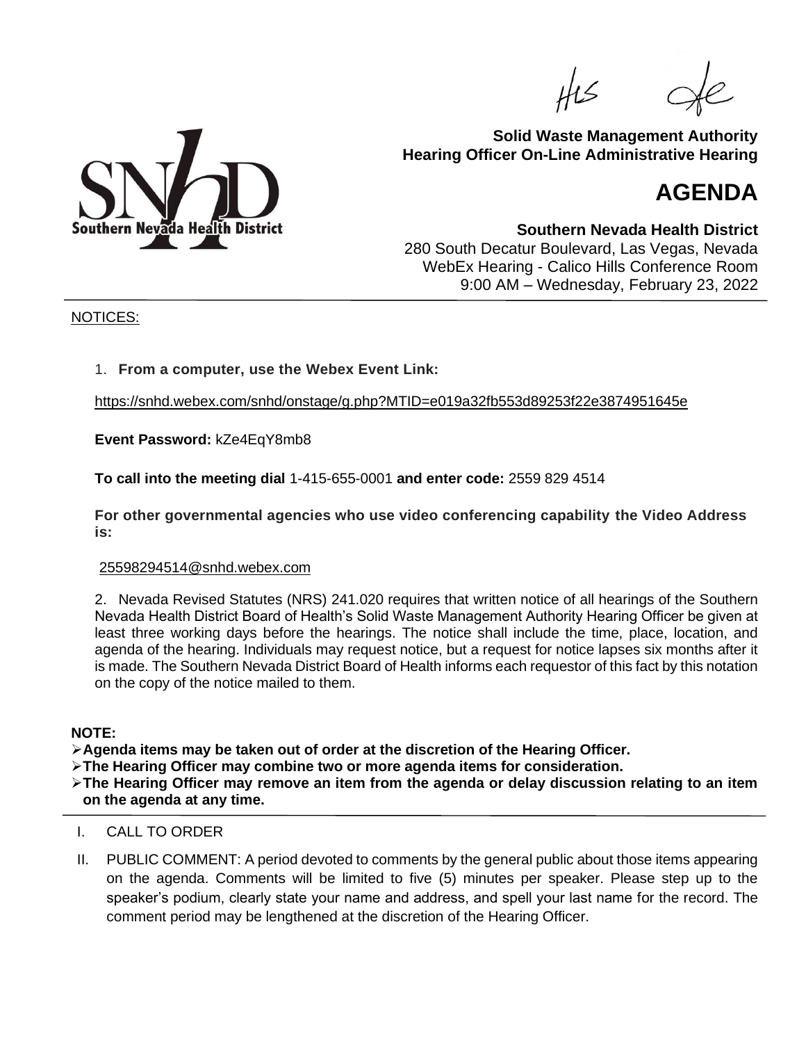# Solid Waste Management Authority
# Hearing Officer On-Line Administrative Hearing

# AGENDA

**Southern Nevada Health District**
280 South Decatur Boulevard, Las Vegas, Nevada
WebEx Hearing - Calico Hills Conference Room
9:00 AM – Wednesday, February 23, 2022

NOTICES:

1. **From a computer, use the Webex Event Link:**

https://snhd.webex.com/snhd/onstage/g.php?MTID=e019a32fb553d89253f22e3874951645e

**Event Password:** kZe4EqY8mb8

**To call into the meeting dial** 1-415-655-0001 **and enter code:** 2559 829 4514

**For other governmental agencies who use video conferencing capability the Video Address is:**

25598294514@snhd.webex.com

2. Nevada Revised Statutes (NRS) 241.020 requires that written notice of all hearings of the Southern Nevada Health District Board of Health's Solid Waste Management Authority Hearing Officer be given at least three working days before the hearings. The notice shall include the time, place, location, and agenda of the hearing. Individuals may request notice, but a request for notice lapses six months after it is made. The Southern Nevada District Board of Health informs each requestor of this fact by this notation on the copy of the notice mailed to them.

**NOTE:**

- **Agenda items may be taken out of order at the discretion of the Hearing Officer.**
- **The Hearing Officer may combine two or more agenda items for consideration.**
- **The Hearing Officer may remove an item from the agenda or delay discussion relating to an item on the agenda at any time.**

I. CALL TO ORDER

II. PUBLIC COMMENT: A period devoted to comments by the general public about those items appearing on the agenda. Comments will be limited to five (5) minutes per speaker. Please step up to the speaker's podium, clearly state your name and address, and spell your last name for the record. The comment period may be lengthened at the discretion of the Hearing Officer.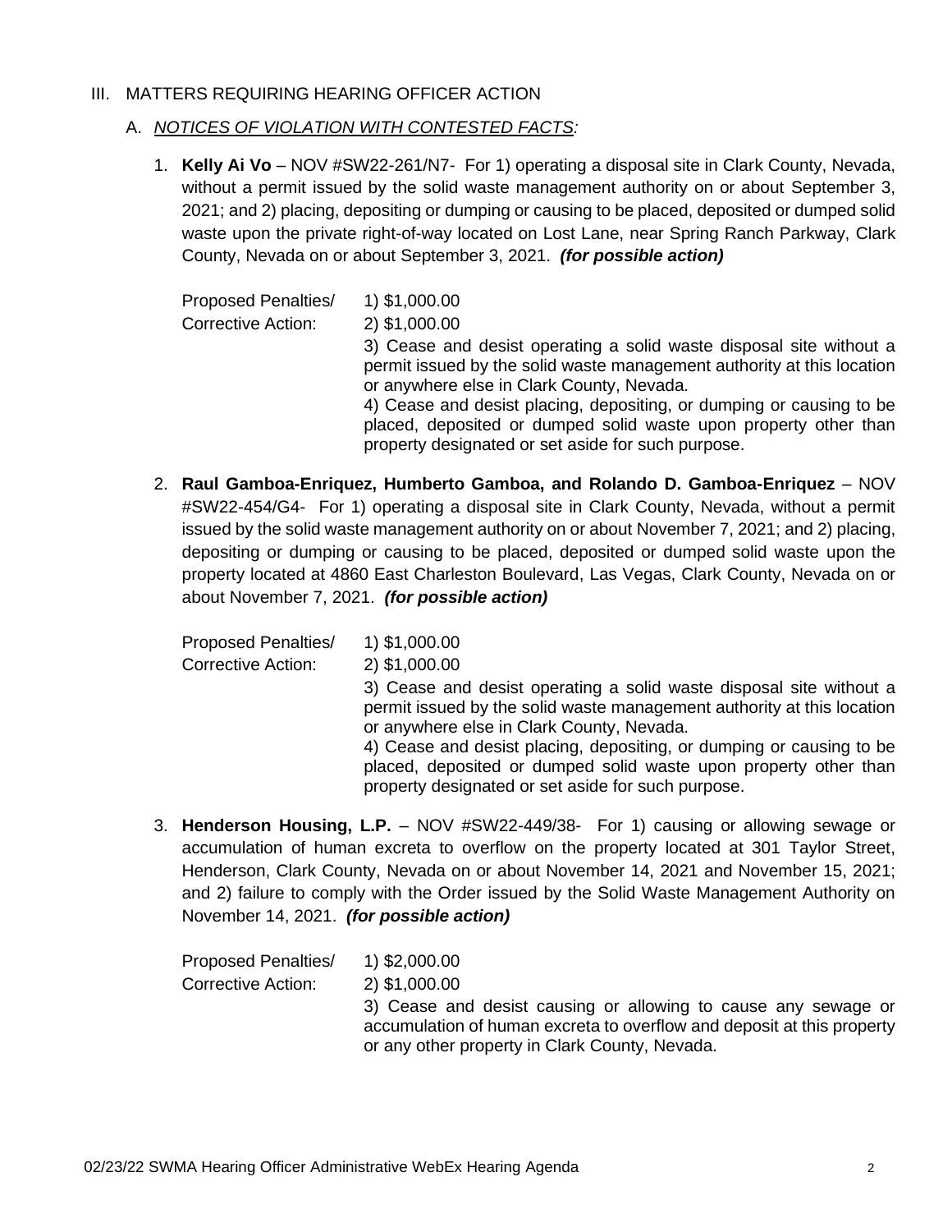III. MATTERS REQUIRING HEARING OFFICER ACTION

A. *NOTICES OF VIOLATION WITH CONTESTED FACTS:*

1. **Kelly Ai Vo** – NOV #SW22-261/N7- For 1) operating a disposal site in Clark County, Nevada, without a permit issued by the solid waste management authority on or about September 3, 2021; and 2) placing, depositing or dumping or causing to be placed, deposited or dumped solid waste upon the private right-of-way located on Lost Lane, near Spring Ranch Parkway, Clark County, Nevada on or about September 3, 2021. ***(for possible action)***

   Proposed Penalties/ Corrective Action:
   1) $1,000.00
   2) $1,000.00
   3) Cease and desist operating a solid waste disposal site without a permit issued by the solid waste management authority at this location or anywhere else in Clark County, Nevada.
   4) Cease and desist placing, depositing, or dumping or causing to be placed, deposited or dumped solid waste upon property other than property designated or set aside for such purpose.

2. **Raul Gamboa-Enriquez, Humberto Gamboa, and Rolando D. Gamboa-Enriquez** – NOV #SW22-454/G4- For 1) operating a disposal site in Clark County, Nevada, without a permit issued by the solid waste management authority on or about November 7, 2021; and 2) placing, depositing or dumping or causing to be placed, deposited or dumped solid waste upon the property located at 4860 East Charleston Boulevard, Las Vegas, Clark County, Nevada on or about November 7, 2021. ***(for possible action)***

   Proposed Penalties/ Corrective Action:
   1) $1,000.00
   2) $1,000.00
   3) Cease and desist operating a solid waste disposal site without a permit issued by the solid waste management authority at this location or anywhere else in Clark County, Nevada.
   4) Cease and desist placing, depositing, or dumping or causing to be placed, deposited or dumped solid waste upon property other than property designated or set aside for such purpose.

3. **Henderson Housing, L.P.** – NOV #SW22-449/38- For 1) causing or allowing sewage or accumulation of human excreta to overflow on the property located at 301 Taylor Street, Henderson, Clark County, Nevada on or about November 14, 2021 and November 15, 2021; and 2) failure to comply with the Order issued by the Solid Waste Management Authority on November 14, 2021. ***(for possible action)***

   Proposed Penalties/ Corrective Action:
   1) $2,000.00
   2) $1,000.00
   3) Cease and desist causing or allowing to cause any sewage or accumulation of human excreta to overflow and deposit at this property or any other property in Clark County, Nevada.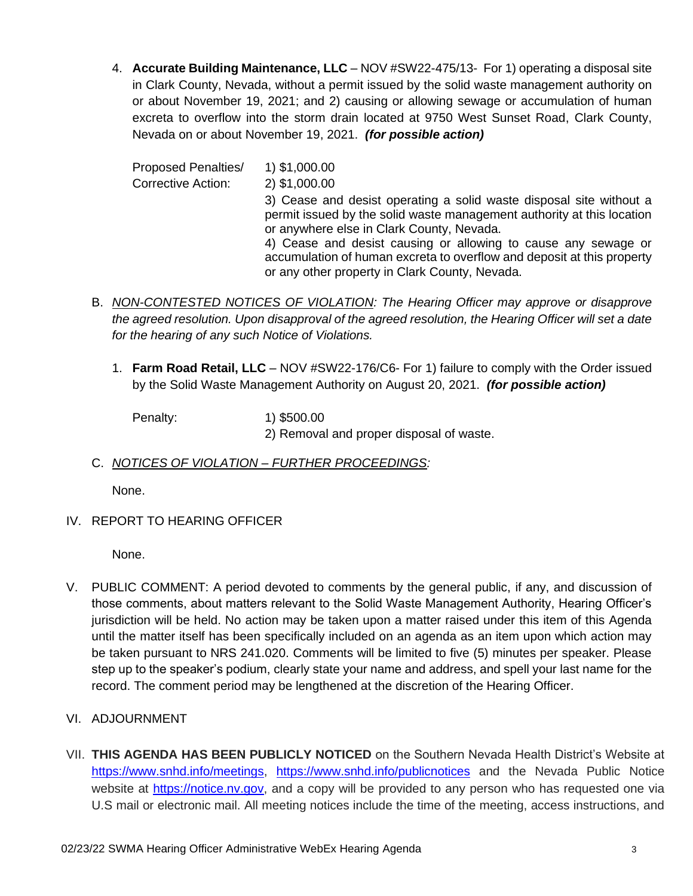4. **Accurate Building Maintenance, LLC** – NOV #SW22-475/13- For 1) operating a disposal site in Clark County, Nevada, without a permit issued by the solid waste management authority on or about November 19, 2021; and 2) causing or allowing sewage or accumulation of human excreta to overflow into the storm drain located at 9750 West Sunset Road, Clark County, Nevada on or about November 19, 2021. ***(for possible action)***

   Proposed Penalties/ Corrective Action:

   1) $1,000.00
   2) $1,000.00
   3) Cease and desist operating a solid waste disposal site without a permit issued by the solid waste management authority at this location or anywhere else in Clark County, Nevada.
   4) Cease and desist causing or allowing to cause any sewage or accumulation of human excreta to overflow and deposit at this property or any other property in Clark County, Nevada.

B. *NON-CONTESTED NOTICES OF VIOLATION: The Hearing Officer may approve or disapprove the agreed resolution. Upon disapproval of the agreed resolution, the Hearing Officer will set a date for the hearing of any such Notice of Violations.*

   1. **Farm Road Retail, LLC** – NOV #SW22-176/C6- For 1) failure to comply with the Order issued by the Solid Waste Management Authority on August 20, 2021. ***(for possible action)***

      Penalty:

      1) $500.00
      2) Removal and proper disposal of waste.

C. *NOTICES OF VIOLATION – FURTHER PROCEEDINGS:*

   None.

IV. REPORT TO HEARING OFFICER

   None.

V. PUBLIC COMMENT: A period devoted to comments by the general public, if any, and discussion of those comments, about matters relevant to the Solid Waste Management Authority, Hearing Officer's jurisdiction will be held. No action may be taken upon a matter raised under this item of this Agenda until the matter itself has been specifically included on an agenda as an item upon which action may be taken pursuant to NRS 241.020. Comments will be limited to five (5) minutes per speaker. Please step up to the speaker's podium, clearly state your name and address, and spell your last name for the record. The comment period may be lengthened at the discretion of the Hearing Officer.

VI. ADJOURNMENT

VII. **THIS AGENDA HAS BEEN PUBLICLY NOTICED** on the Southern Nevada Health District's Website at https://www.snhd.info/meetings, https://www.snhd.info/publicnotices and the Nevada Public Notice website at https://notice.nv.gov, and a copy will be provided to any person who has requested one via U.S mail or electronic mail. All meeting notices include the time of the meeting, access instructions, and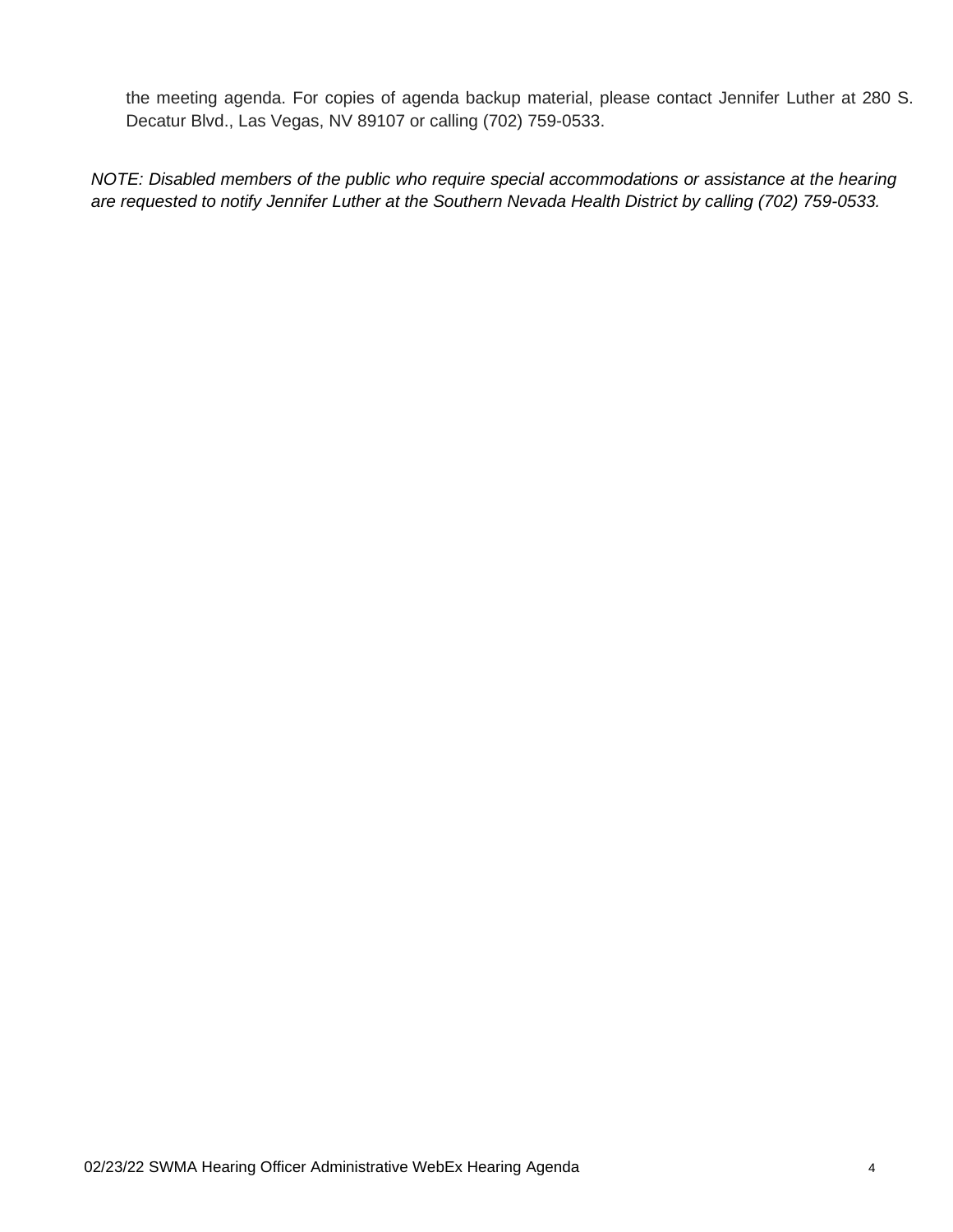the meeting agenda. For copies of agenda backup material, please contact Jennifer Luther at 280 S. Decatur Blvd., Las Vegas, NV 89107 or calling (702) 759-0533.

*NOTE: Disabled members of the public who require special accommodations or assistance at the hearing are requested to notify Jennifer Luther at the Southern Nevada Health District by calling (702) 759-0533.*